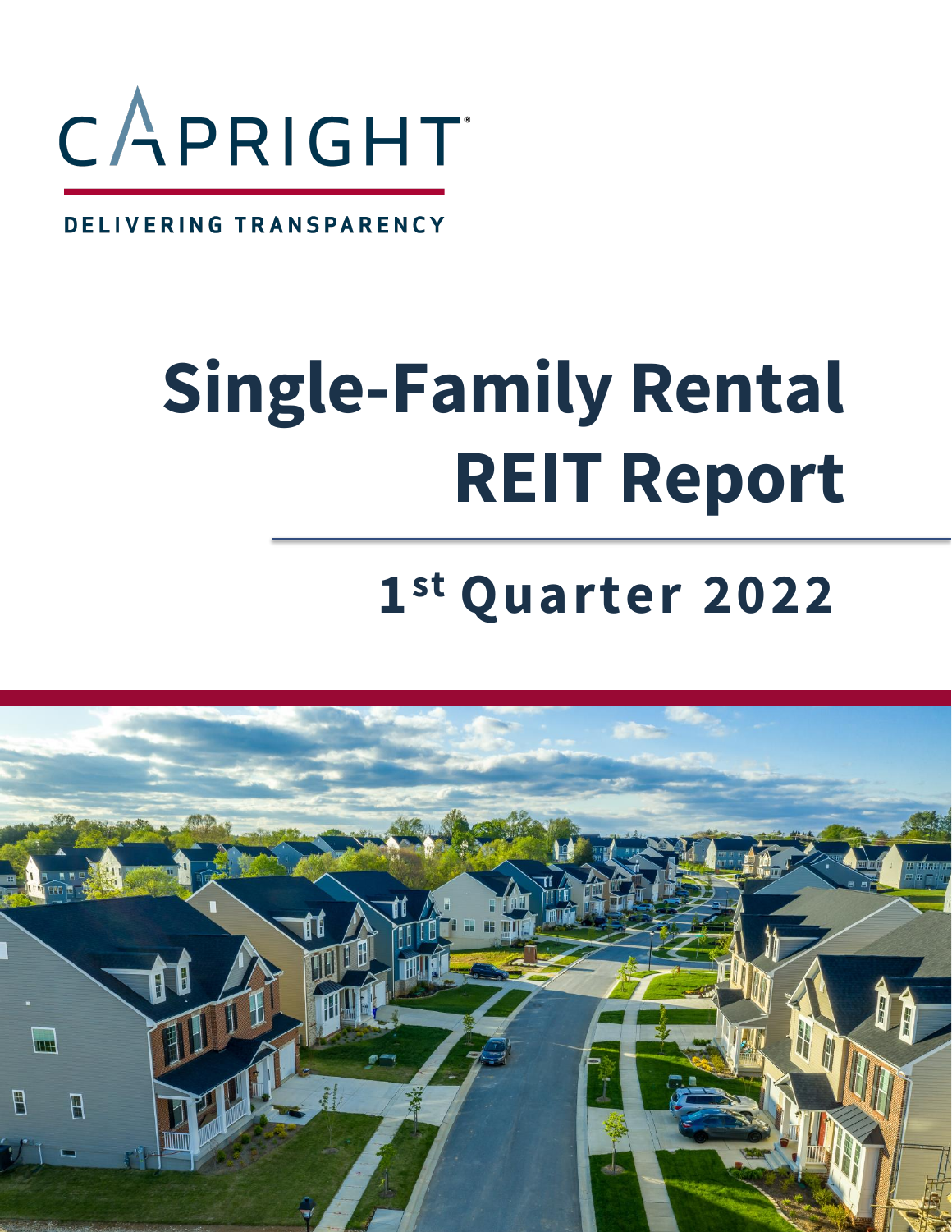CAPRIGHT®

DELIVERING TRANSPARENCY

# Single-Family Rental REIT Report

## 1st Quarter 2022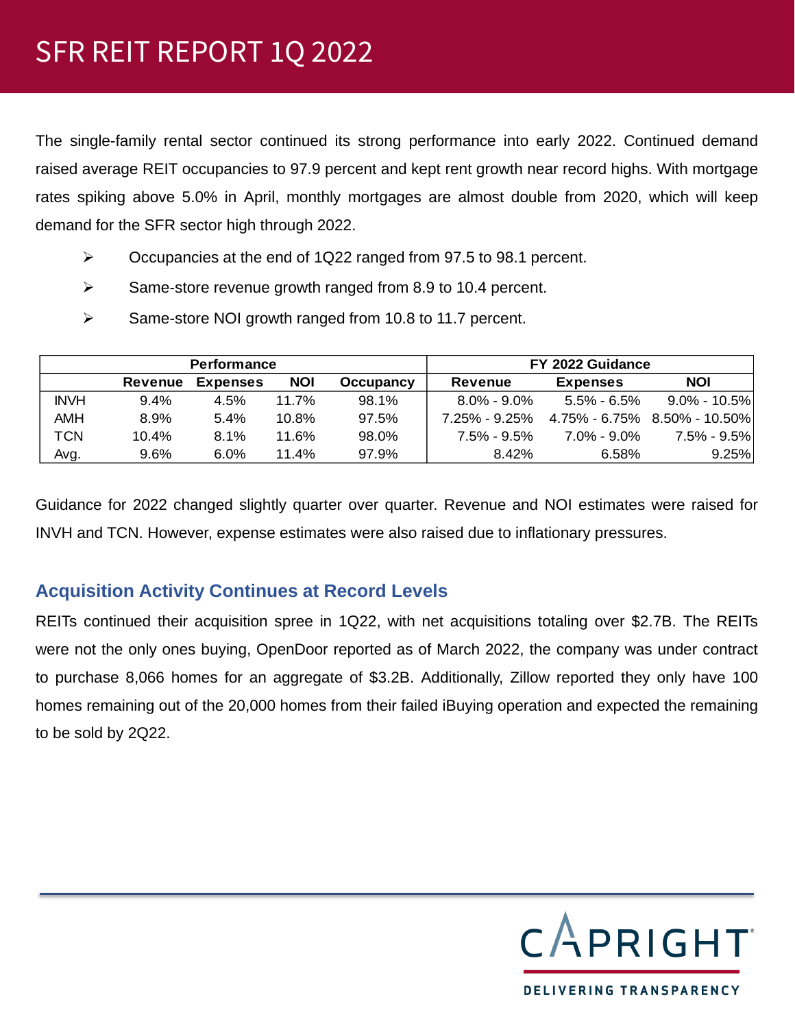# SFR REIT REPORT 1Q 2022

The single-family rental sector continued its strong performance into early 2022. Continued demand raised average REIT occupancies to 97.9 percent and kept rent growth near record highs. With mortgage rates spiking above 5.0% in April, monthly mortgages are almost double from 2020, which will keep demand for the SFR sector high through 2022.

- Occupancies at the end of 1Q22 ranged from 97.5 to 98.1 percent.
- Same-store revenue growth ranged from 8.9 to 10.4 percent.
- Same-store NOI growth ranged from 10.8 to 11.7 percent.

| | Performance | | | | FY 2022 Guidance | | |
|---|---|---|---|---|---|---|---|
| | Revenue | Expenses | NOI | Occupancy | Revenue | Expenses | NOI |
| INVH | 9.4% | 4.5% | 11.7% | 98.1% | 8.0% - 9.0% | 5.5% - 6.5% | 9.0% - 10.5% |
| AMH | 8.9% | 5.4% | 10.8% | 97.5% | 7.25% - 9.25% | 4.75% - 6.75% | 8.50% - 10.50% |
| TCN | 10.4% | 8.1% | 11.6% | 98.0% | 7.5% - 9.5% | 7.0% - 9.0% | 7.5% - 9.5% |
| Avg. | 9.6% | 6.0% | 11.4% | 97.9% | 8.42% | 6.58% | 9.25% |

Guidance for 2022 changed slightly quarter over quarter. Revenue and NOI estimates were raised for INVH and TCN. However, expense estimates were also raised due to inflationary pressures.

## Acquisition Activity Continues at Record Levels

REITs continued their acquisition spree in 1Q22, with net acquisitions totaling over $2.7B. The REITs were not the only ones buying, OpenDoor reported as of March 2022, the company was under contract to purchase 8,066 homes for an aggregate of $3.2B. Additionally, Zillow reported they only have 100 homes remaining out of the 20,000 homes from their failed iBuying operation and expected the remaining to be sold by 2Q22.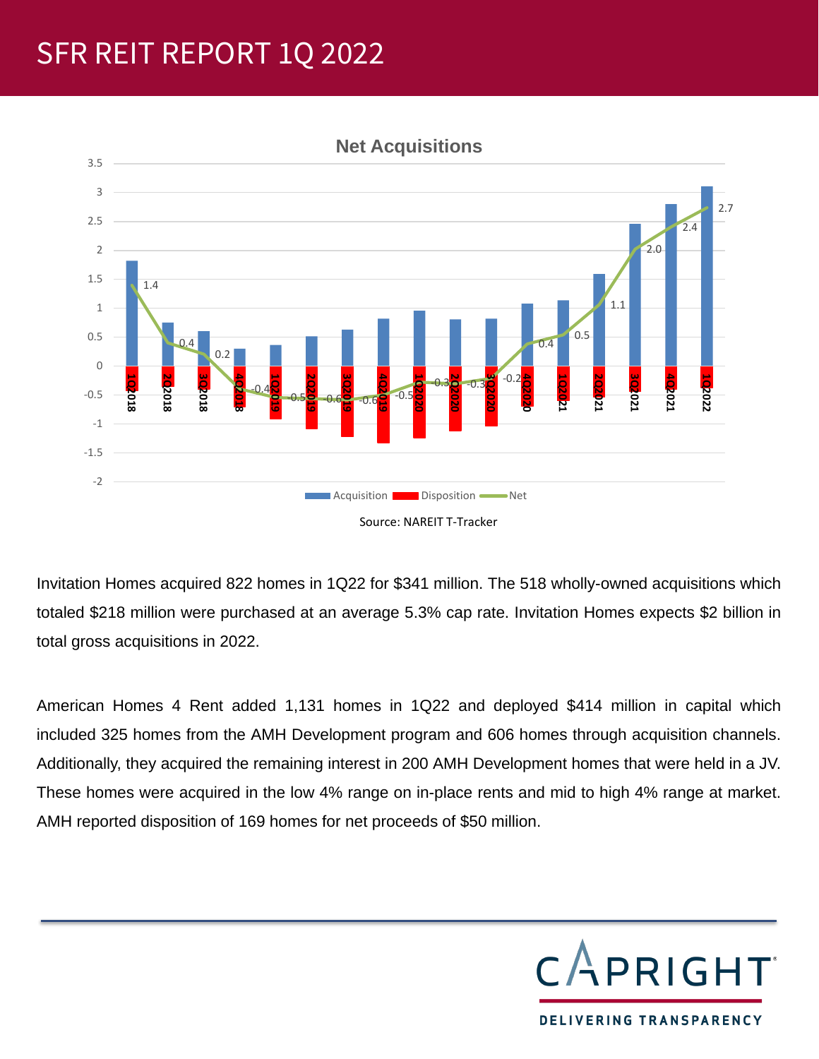# SFR REIT REPORT 1Q 2022

**Net Acquisitions**

Source: NAREIT T-Tracker

Invitation Homes acquired 822 homes in 1Q22 for $341 million. The 518 wholly-owned acquisitions which totaled $218 million were purchased at an average 5.3% cap rate. Invitation Homes expects $2 billion in total gross acquisitions in 2022.

American Homes 4 Rent added 1,131 homes in 1Q22 and deployed $414 million in capital which included 325 homes from the AMH Development program and 606 homes through acquisition channels. Additionally, they acquired the remaining interest in 200 AMH Development homes that were held in a JV. These homes were acquired in the low 4% range on in-place rents and mid to high 4% range at market. AMH reported disposition of 169 homes for net proceeds of $50 million.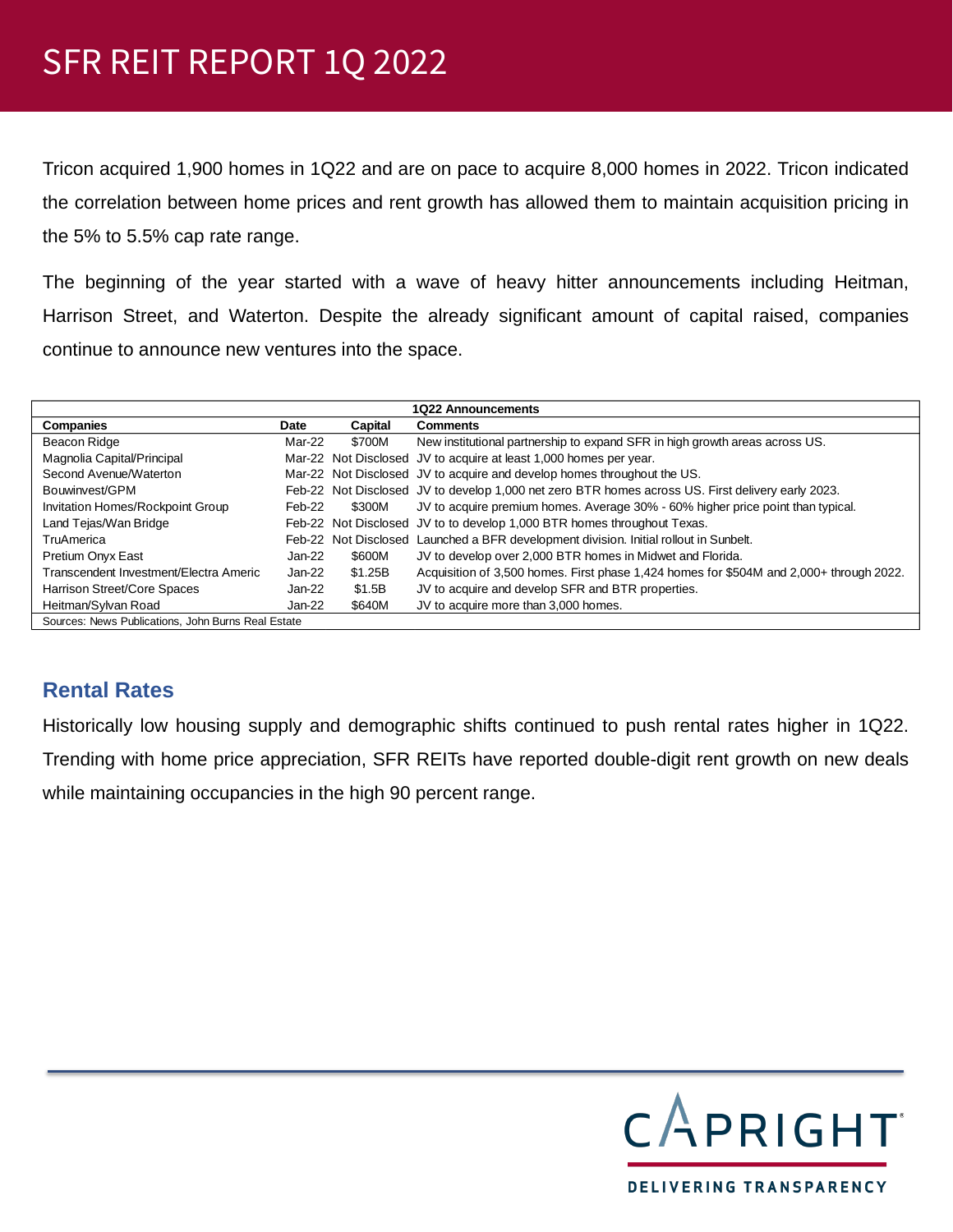# SFR REIT REPORT 1Q 2022

Tricon acquired 1,900 homes in 1Q22 and are on pace to acquire 8,000 homes in 2022. Tricon indicated the correlation between home prices and rent growth has allowed them to maintain acquisition pricing in the 5% to 5.5% cap rate range.

The beginning of the year started with a wave of heavy hitter announcements including Heitman, Harrison Street, and Waterton. Despite the already significant amount of capital raised, companies continue to announce new ventures into the space.

**1Q22 Announcements**

| Companies | Date | Capital | Comments |
|---|---|---|---|
| Beacon Ridge | Mar-22 | $700M | New institutional partnership to expand SFR in high growth areas across US. |
| Magnolia Capital/Principal | Mar-22 | Not Disclosed | JV to acquire at least 1,000 homes per year. |
| Second Avenue/Waterton | Mar-22 | Not Disclosed | JV to acquire and develop homes throughout the US. |
| Bouwinvest/GPM | Feb-22 | Not Disclosed | JV to develop 1,000 net zero BTR homes across US. First delivery early 2023. |
| Invitation Homes/Rockpoint Group | Feb-22 | $300M | JV to acquire premium homes. Average 30% - 60% higher price point than typical. |
| Land Tejas/Wan Bridge | Feb-22 | Not Disclosed | JV to to develop 1,000 BTR homes throughout Texas. |
| TruAmerica | Feb-22 | Not Disclosed | Launched a BFR development division. Initial rollout in Sunbelt. |
| Pretium Onyx East | Jan-22 | $600M | JV to develop over 2,000 BTR homes in Midwet and Florida. |
| Transcendent Investment/Electra Americ | Jan-22 | $1.25B | Acquisition of 3,500 homes. First phase 1,424 homes for $504M and 2,000+ through 2022. |
| Harrison Street/Core Spaces | Jan-22 | $1.5B | JV to acquire and develop SFR and BTR properties. |
| Heitman/Sylvan Road | Jan-22 | $640M | JV to acquire more than 3,000 homes. |

Sources: News Publications, John Burns Real Estate

## Rental Rates

Historically low housing supply and demographic shifts continued to push rental rates higher in 1Q22. Trending with home price appreciation, SFR REITs have reported double-digit rent growth on new deals while maintaining occupancies in the high 90 percent range.

CAPRIGHT®
DELIVERING TRANSPARENCY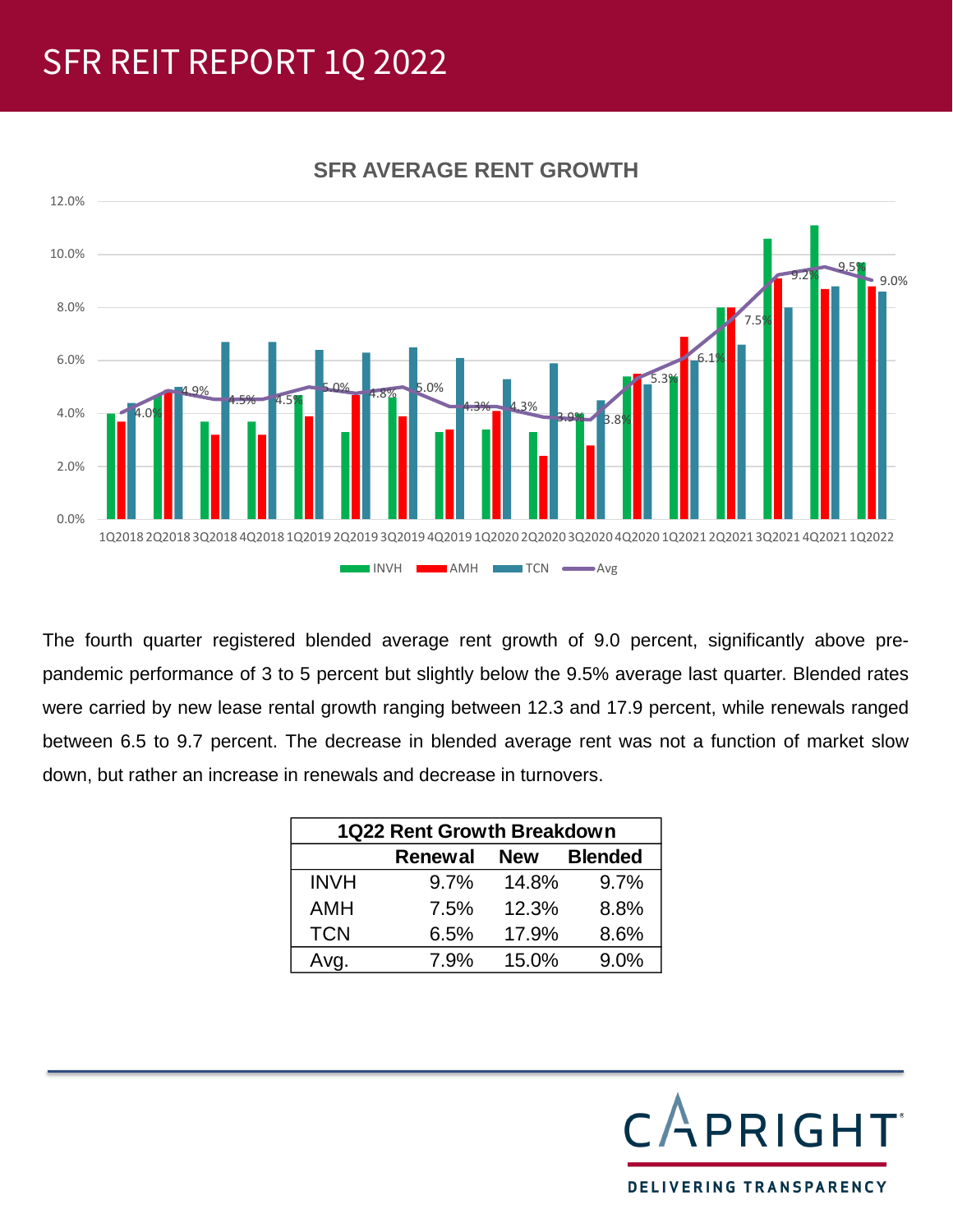# SFR REIT REPORT 1Q 2022

**SFR AVERAGE RENT GROWTH**

The fourth quarter registered blended average rent growth of 9.0 percent, significantly above pre-pandemic performance of 3 to 5 percent but slightly below the 9.5% average last quarter. Blended rates were carried by new lease rental growth ranging between 12.3 and 17.9 percent, while renewals ranged between 6.5 to 9.7 percent. The decrease in blended average rent was not a function of market slow down, but rather an increase in renewals and decrease in turnovers.

| 1Q22 Rent Growth Breakdown | | | |
|---|---|---|---|
| | **Renewal** | **New** | **Blended** |
| INVH | 9.7% | 14.8% | 9.7% |
| AMH | 7.5% | 12.3% | 8.8% |
| TCN | 6.5% | 17.9% | 8.6% |
| Avg. | 7.9% | 15.0% | 9.0% |

CAPRIGHT
DELIVERING TRANSPARENCY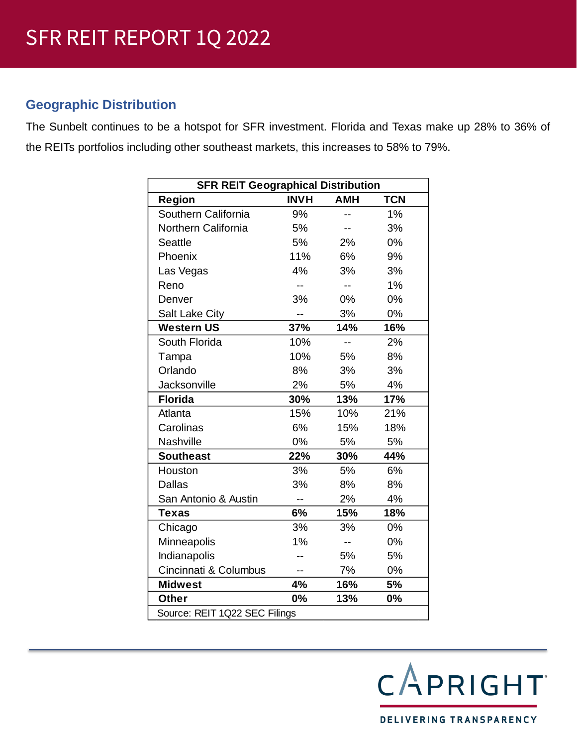# SFR REIT REPORT 1Q 2022

## Geographic Distribution

The Sunbelt continues to be a hotspot for SFR investment. Florida and Texas make up 28% to 36% of the REITs portfolios including other southeast markets, this increases to 58% to 79%.

| SFR REIT Geographical Distribution | | | |
|---|---|---|---|
| **Region** | **INVH** | **AMH** | **TCN** |
| Southern California | 9% | -- | 1% |
| Northern California | 5% | -- | 3% |
| Seattle | 5% | 2% | 0% |
| Phoenix | 11% | 6% | 9% |
| Las Vegas | 4% | 3% | 3% |
| Reno | -- | -- | 1% |
| Denver | 3% | 0% | 0% |
| Salt Lake City | -- | 3% | 0% |
| **Western US** | **37%** | **14%** | **16%** |
| South Florida | 10% | -- | 2% |
| Tampa | 10% | 5% | 8% |
| Orlando | 8% | 3% | 3% |
| Jacksonville | 2% | 5% | 4% |
| **Florida** | **30%** | **13%** | **17%** |
| Atlanta | 15% | 10% | 21% |
| Carolinas | 6% | 15% | 18% |
| Nashville | 0% | 5% | 5% |
| **Southeast** | **22%** | **30%** | **44%** |
| Houston | 3% | 5% | 6% |
| Dallas | 3% | 8% | 8% |
| San Antonio & Austin | -- | 2% | 4% |
| **Texas** | **6%** | **15%** | **18%** |
| Chicago | 3% | 3% | 0% |
| Minneapolis | 1% | -- | 0% |
| Indianapolis | -- | 5% | 5% |
| Cincinnati & Columbus | -- | 7% | 0% |
| **Midwest** | **4%** | **16%** | **5%** |
| **Other** | **0%** | **13%** | **0%** |
| Source: REIT 1Q22 SEC Filings | | | |

CAPRIGHT
DELIVERING TRANSPARENCY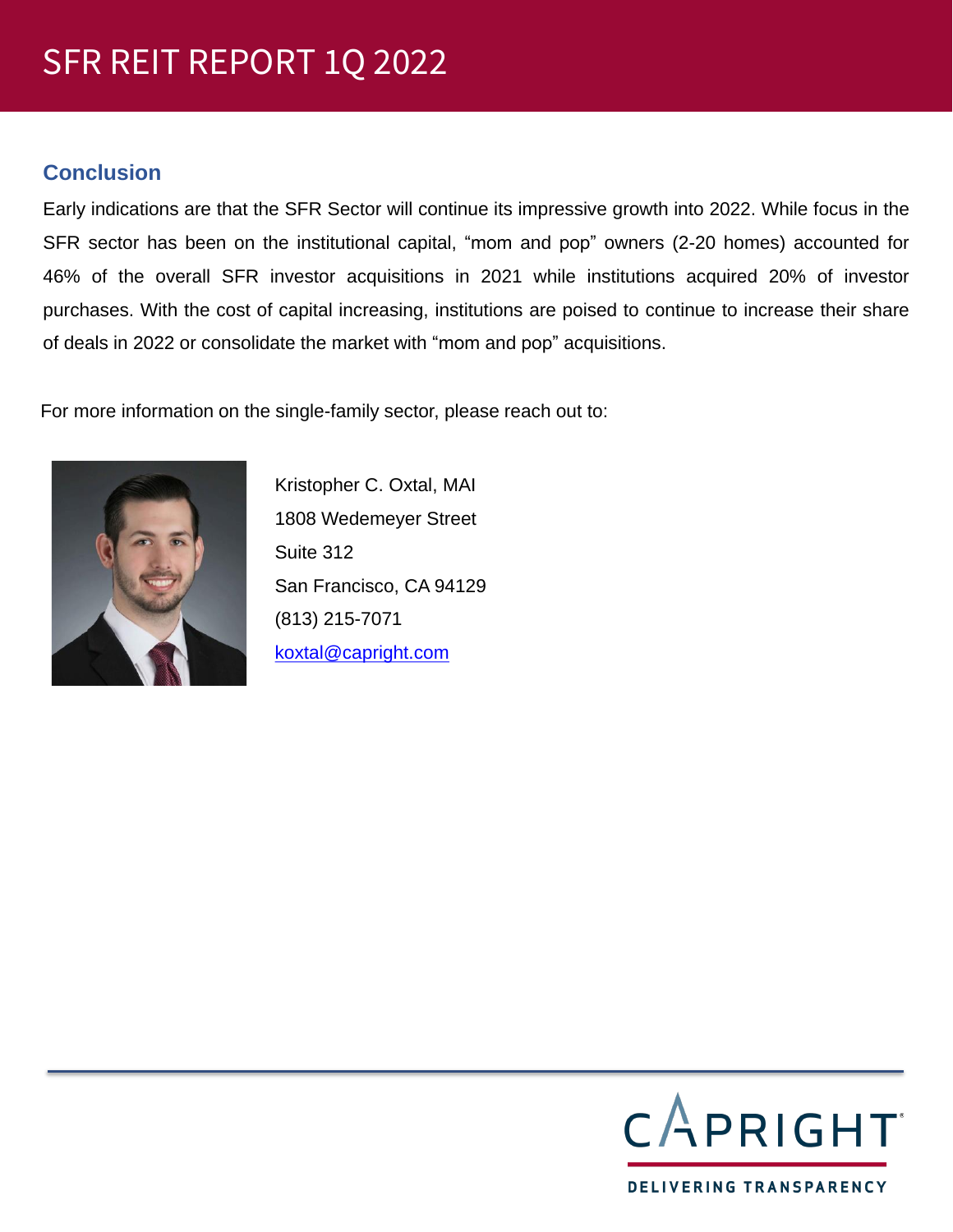## Conclusion

Early indications are that the SFR Sector will continue its impressive growth into 2022. While focus in the SFR sector has been on the institutional capital, "mom and pop" owners (2-20 homes) accounted for 46% of the overall SFR investor acquisitions in 2021 while institutions acquired 20% of investor purchases. With the cost of capital increasing, institutions are poised to continue to increase their share of deals in 2022 or consolidate the market with "mom and pop" acquisitions.

For more information on the single-family sector, please reach out to:

Kristopher C. Oxtal, MAI
1808 Wedemeyer Street
Suite 312
San Francisco, CA 94129
(813) 215-7071
koxtal@capright.com

CAPRIGHT
DELIVERING TRANSPARENCY